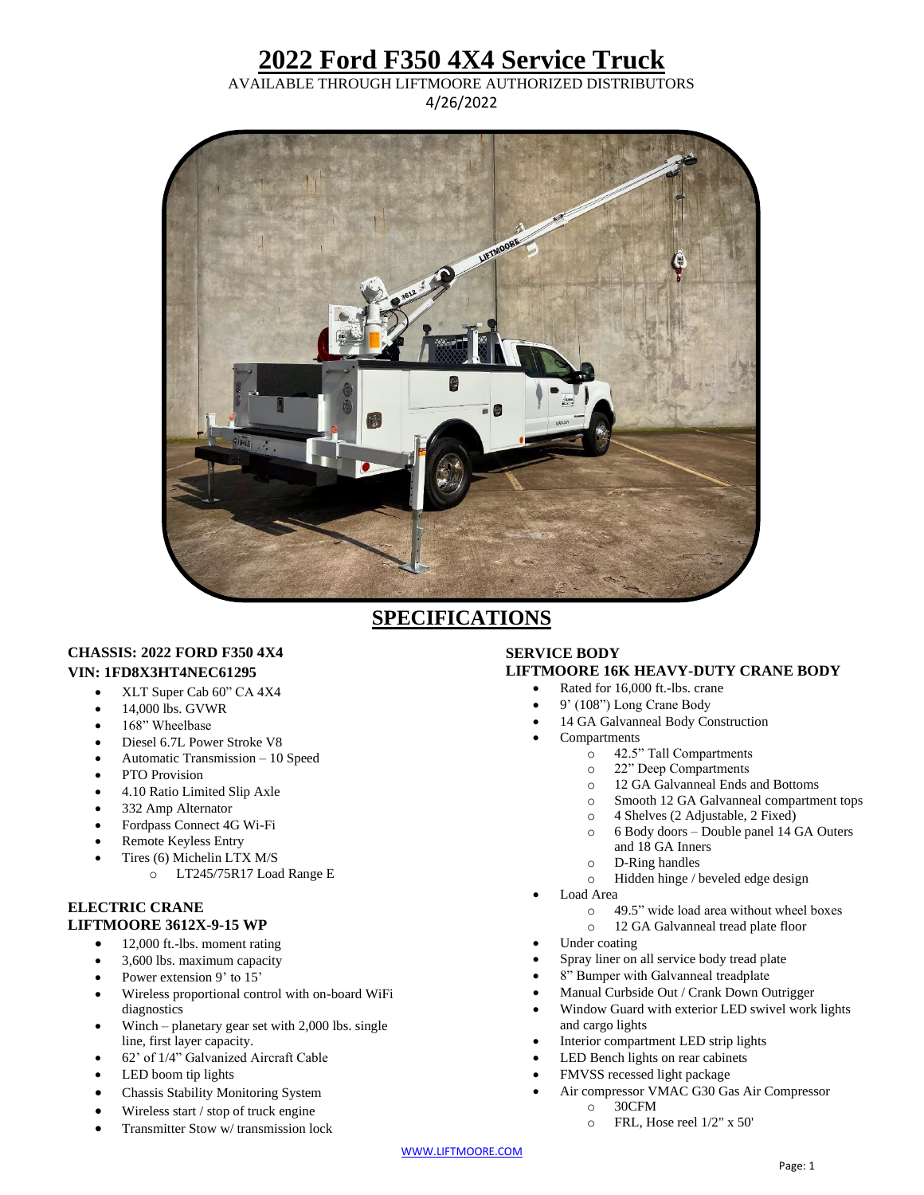# 2022 Ford F350 4X4 Service Truck

AVAILABLE THROUGH LIFTMOORE AUTHORIZED DISTRIBUTORS

4/26/2022

## SPECIFICATIONS

### CHASSIS: 2022 FORD F350 4X4
### VIN: 1FD8X3HT4NEC61295

- XLT Super Cab 60" CA 4X4
- 14,000 lbs. GVWR
- 168" Wheelbase
- Diesel 6.7L Power Stroke V8
- Automatic Transmission – 10 Speed
- PTO Provision
- 4.10 Ratio Limited Slip Axle
- 332 Amp Alternator
- Fordpass Connect 4G Wi-Fi
- Remote Keyless Entry
- Tires (6) Michelin LTX M/S
  - LT245/75R17 Load Range E

### ELECTRIC CRANE
### LIFTMOORE 3612X-9-15 WP

- 12,000 ft.-lbs. moment rating
- 3,600 lbs. maximum capacity
- Power extension 9' to 15'
- Wireless proportional control with on-board WiFi diagnostics
- Winch – planetary gear set with 2,000 lbs. single line, first layer capacity.
- 62' of 1/4" Galvanized Aircraft Cable
- LED boom tip lights
- Chassis Stability Monitoring System
- Wireless start / stop of truck engine
- Transmitter Stow w/ transmission lock

### SERVICE BODY
### LIFTMOORE 16K HEAVY-DUTY CRANE BODY

- Rated for 16,000 ft.-lbs. crane
- 9' (108") Long Crane Body
- 14 GA Galvanneal Body Construction
- Compartments
  - 42.5" Tall Compartments
  - 22" Deep Compartments
  - 12 GA Galvanneal Ends and Bottoms
  - Smooth 12 GA Galvanneal compartment tops
  - 4 Shelves (2 Adjustable, 2 Fixed)
  - 6 Body doors – Double panel 14 GA Outers and 18 GA Inners
  - D-Ring handles
  - Hidden hinge / beveled edge design
- Load Area
  - 49.5" wide load area without wheel boxes
  - 12 GA Galvanneal tread plate floor
- Under coating
- Spray liner on all service body tread plate
- 8" Bumper with Galvanneal treadplate
- Manual Curbside Out / Crank Down Outrigger
- Window Guard with exterior LED swivel work lights and cargo lights
- Interior compartment LED strip lights
- LED Bench lights on rear cabinets
- FMVSS recessed light package
- Air compressor VMAC G30 Gas Air Compressor
  - 30CFM
  - FRL, Hose reel 1/2" x 50'

WWW.LIFTMOORE.COM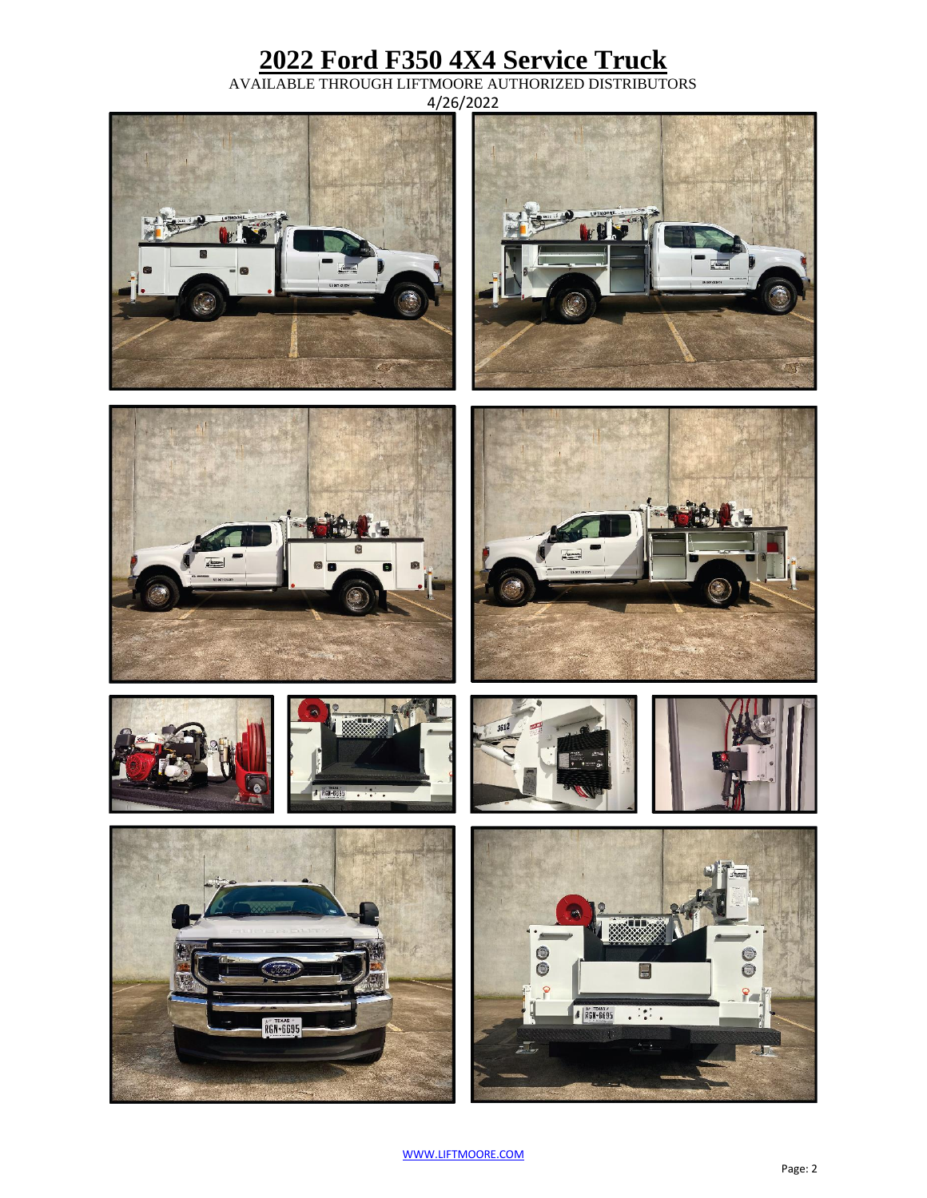# 2022 Ford F350 4X4 Service Truck

AVAILABLE THROUGH LIFTMOORE AUTHORIZED DISTRIBUTORS

4/26/2022

WWW.LIFTMOORE.COM